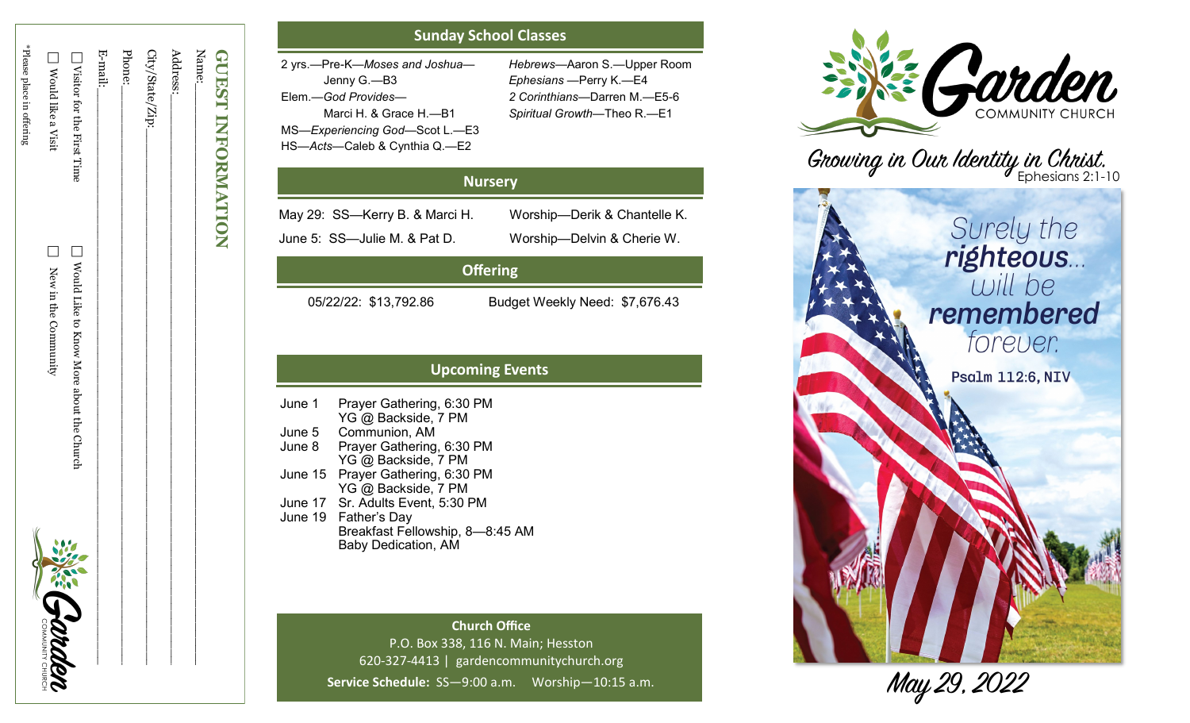## GUEST INFORMATION

Name:\_\_\_\_\_\_\_\_\_\_\_\_\_\_\_\_\_\_\_\_\_\_\_\_\_\_\_\_\_\_\_\_\_\_\_\_\_\_

Address:\_\_\_\_\_\_\_\_\_\_\_\_\_\_\_\_\_\_\_\_\_\_\_\_\_\_\_\_\_\_\_\_\_\_\_\_\_\_

City/State/Zip:\_\_\_\_\_\_\_\_\_\_\_\_\_\_\_\_\_\_\_\_\_\_\_\_\_\_\_\_\_\_\_\_\_\_

Phone:\_\_\_\_\_\_\_\_\_\_\_\_\_\_\_\_\_\_\_\_\_\_\_\_\_\_\_\_\_\_\_\_\_\_\_\_\_\_

E-mail:\_\_\_\_\_\_\_\_\_\_\_\_\_\_\_\_\_\_\_\_\_\_\_\_\_\_\_\_\_\_\_\_\_\_\_\_\_\_

☐ Visitor for the First Time ☐ Would Like to Know More about the Church

☐ Would like a Visit ☐ New in the Community

*Please place in offering

Garden COMMUNITY CHURCH

## Sunday School Classes

2 yrs.—Pre-K—*Moses and Joshua*—Jenny G.—B3
Elem.—*God Provides*—Marci H. & Grace H.—B1
MS—*Experiencing God*—Scot L.—E3
HS—*Acts*—Caleb & Cynthia Q.—E2
*Hebrews*—Aaron S.—Upper Room
*Ephesians* —Perry K.—E4
*2 Corinthians*—Darren M.—E5-6
*Spiritual Growth*—Theo R.—E1

## Nursery

| | |
|---|---|
| May 29: SS—Kerry B. & Marci H. | Worship—Derik & Chantelle K. |
| June 5: SS—Julie M. & Pat D. | Worship—Delvin & Cherie W. |

## Offering

05/22/22: $13,792.86 Budget Weekly Need: $7,676.43

## Upcoming Events

| | |
|---|---|
| June 1 | Prayer Gathering, 6:30 PM<br>YG @ Backside, 7 PM |
| June 5 | Communion, AM |
| June 8 | Prayer Gathering, 6:30 PM<br>YG @ Backside, 7 PM |
| June 15 | Prayer Gathering, 6:30 PM<br>YG @ Backside, 7 PM |
| June 17 | Sr. Adults Event, 5:30 PM |
| June 19 | Father's Day<br>Breakfast Fellowship, 8—8:45 AM<br>Baby Dedication, AM |

**Church Office**
P.O. Box 338, 116 N. Main; Hesston
620-327-4413 | gardencommunitychurch.org
**Service Schedule:** SS—9:00 a.m. Worship—10:15 a.m.

# Garden COMMUNITY CHURCH

*Growing in Our Identity in Christ.* Ephesians 2:1-10

Surely the **righteous**... will be **remembered** forever.
Psalm 112:6, NIV

May 29, 2022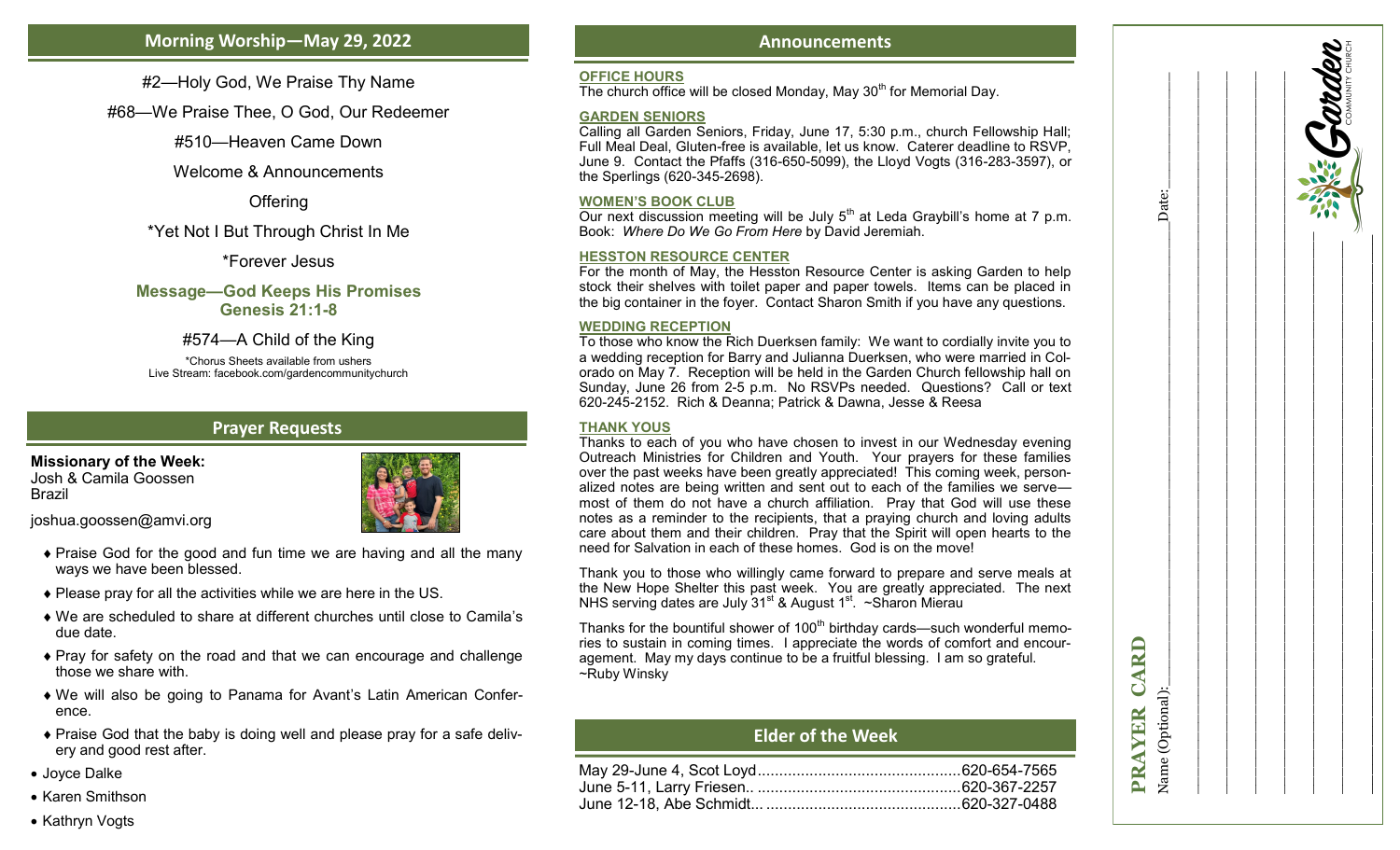## Morning Worship—May 29, 2022

#2—Holy God, We Praise Thy Name

#68—We Praise Thee, O God, Our Redeemer

#510—Heaven Came Down

Welcome & Announcements

Offering

*Yet Not I But Through Christ In Me

*Forever Jesus

**Message—God Keeps His Promises**
**Genesis 21:1-8**

#574—A Child of the King

*Chorus Sheets available from ushers
Live Stream: facebook.com/gardencommunitychurch

## Prayer Requests

**Missionary of the Week:**
Josh & Camila Goossen
Brazil

joshua.goossen@amvi.org

- Praise God for the good and fun time we are having and all the many ways we have been blessed.
- Please pray for all the activities while we are here in the US.
- We are scheduled to share at different churches until close to Camila's due date.
- Pray for safety on the road and that we can encourage and challenge those we share with.
- We will also be going to Panama for Avant's Latin American Conference.
- Praise God that the baby is doing well and please pray for a safe delivery and good rest after.

- Joyce Dalke
- Karen Smithson
- Kathryn Vogts

## Announcements

**OFFICE HOURS**
The church office will be closed Monday, May 30th for Memorial Day.

**GARDEN SENIORS**
Calling all Garden Seniors, Friday, June 17, 5:30 p.m., church Fellowship Hall; Full Meal Deal, Gluten-free is available, let us know. Caterer deadline to RSVP, June 9. Contact the Pfaffs (316-650-5099), the Lloyd Vogts (316-283-3597), or the Sperlings (620-345-2698).

**WOMEN'S BOOK CLUB**
Our next discussion meeting will be July 5th at Leda Graybill's home at 7 p.m. Book: *Where Do We Go From Here* by David Jeremiah.

**HESSTON RESOURCE CENTER**
For the month of May, the Hesston Resource Center is asking Garden to help stock their shelves with toilet paper and paper towels. Items can be placed in the big container in the foyer. Contact Sharon Smith if you have any questions.

**WEDDING RECEPTION**
To those who know the Rich Duerksen family: We want to cordially invite you to a wedding reception for Barry and Julianna Duerksen, who were married in Colorado on May 7. Reception will be held in the Garden Church fellowship hall on Sunday, June 26 from 2-5 p.m. No RSVPs needed. Questions? Call or text 620-245-2152. Rich & Deanna; Patrick & Dawna, Jesse & Reesa

**THANK YOUS**
Thanks to each of you who have chosen to invest in our Wednesday evening Outreach Ministries for Children and Youth. Your prayers for these families over the past weeks have been greatly appreciated! This coming week, personalized notes are being written and sent out to each of the families we serve—most of them do not have a church affiliation. Pray that God will use these notes as a reminder to the recipients, that a praying church and loving adults care about them and their children. Pray that the Spirit will open hearts to the need for Salvation in each of these homes. God is on the move!

Thank you to those who willingly came forward to prepare and serve meals at the New Hope Shelter this past week. You are greatly appreciated. The next NHS serving dates are July 31st & August 1st. ~Sharon Mierau

Thanks for the bountiful shower of 100th birthday cards—such wonderful memories to sustain in coming times. I appreciate the words of comfort and encouragement. May my days continue to be a fruitful blessing. I am so grateful. ~Ruby Winsky

## Elder of the Week

May 29-June 4, Scot Loyd...............................................620-654-7565
June 5-11, Larry Friesen.. ...............................................620-367-2257
June 12-18, Abe Schmidt... ............................................620-327-0488

**PRAYER CARD**

Name (Optional):____________________ Date:____________

Garden COMMUNITY CHURCH